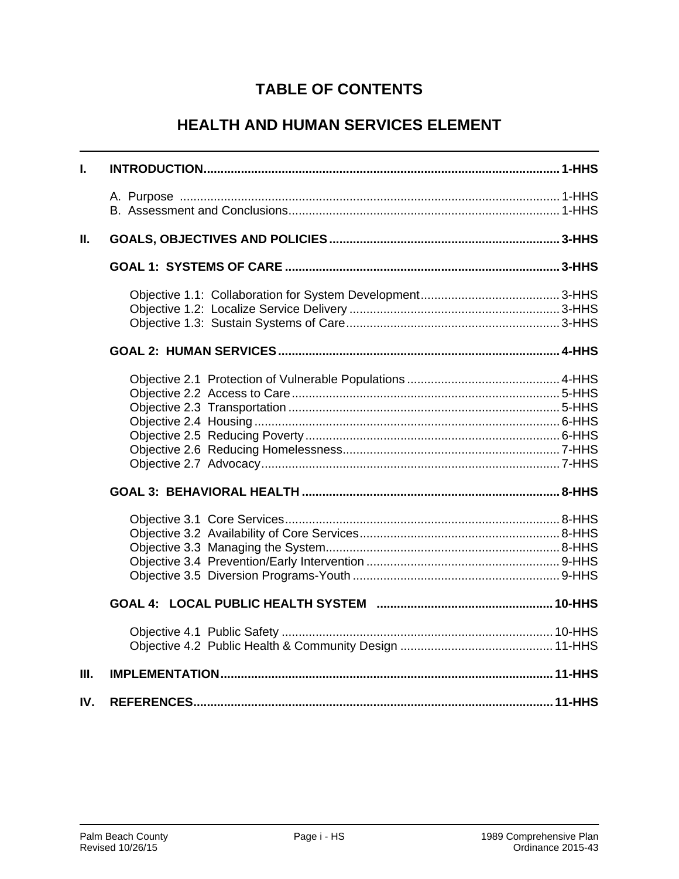# TABLE OF CONTENTS

# HEALTH AND HUMAN SERVICES ELEMENT

**I. INTRODUCTION** ........ **1-HHS**

- A. Purpose ........ 1-HHS
- B. Assessment and Conclusions ........ 1-HHS

**II. GOALS, OBJECTIVES AND POLICIES** ........ **3-HHS**

**GOAL 1: SYSTEMS OF CARE** ........ **3-HHS**

- Objective 1.1: Collaboration for System Development ........ 3-HHS
- Objective 1.2: Localize Service Delivery ........ 3-HHS
- Objective 1.3: Sustain Systems of Care ........ 3-HHS

**GOAL 2: HUMAN SERVICES** ........ **4-HHS**

- Objective 2.1 Protection of Vulnerable Populations ........ 4-HHS
- Objective 2.2 Access to Care ........ 5-HHS
- Objective 2.3 Transportation ........ 5-HHS
- Objective 2.4 Housing ........ 6-HHS
- Objective 2.5 Reducing Poverty ........ 6-HHS
- Objective 2.6 Reducing Homelessness ........ 7-HHS
- Objective 2.7 Advocacy ........ 7-HHS

**GOAL 3: BEHAVIORAL HEALTH** ........ **8-HHS**

- Objective 3.1 Core Services ........ 8-HHS
- Objective 3.2 Availability of Core Services ........ 8-HHS
- Objective 3.3 Managing the System ........ 8-HHS
- Objective 3.4 Prevention/Early Intervention ........ 9-HHS
- Objective 3.5 Diversion Programs-Youth ........ 9-HHS

**GOAL 4: LOCAL PUBLIC HEALTH SYSTEM** ........ **10-HHS**

- Objective 4.1 Public Safety ........ 10-HHS
- Objective 4.2 Public Health & Community Design ........ 11-HHS

**III. IMPLEMENTATION** ........ **11-HHS**

**IV. REFERENCES** ........ **11-HHS**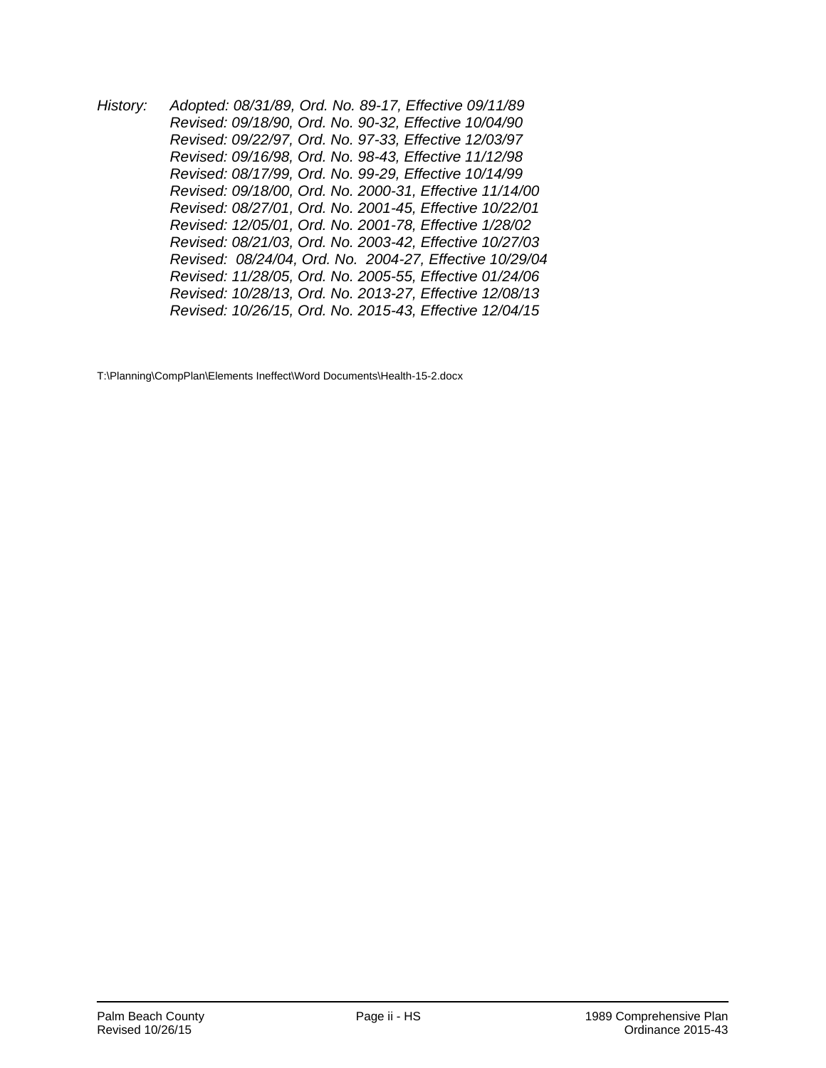*History:* *Adopted: 08/31/89, Ord. No. 89-17, Effective 09/11/89*
*Revised: 09/18/90, Ord. No. 90-32, Effective 10/04/90*
*Revised: 09/22/97, Ord. No. 97-33, Effective 12/03/97*
*Revised: 09/16/98, Ord. No. 98-43, Effective 11/12/98*
*Revised: 08/17/99, Ord. No. 99-29, Effective 10/14/99*
*Revised: 09/18/00, Ord. No. 2000-31, Effective 11/14/00*
*Revised: 08/27/01, Ord. No. 2001-45, Effective 10/22/01*
*Revised: 12/05/01, Ord. No. 2001-78, Effective 1/28/02*
*Revised: 08/21/03, Ord. No. 2003-42, Effective 10/27/03*
*Revised: 08/24/04, Ord. No. 2004-27, Effective 10/29/04*
*Revised: 11/28/05, Ord. No. 2005-55, Effective 01/24/06*
*Revised: 10/28/13, Ord. No. 2013-27, Effective 12/08/13*
*Revised: 10/26/15, Ord. No. 2015-43, Effective 12/04/15*

T:\Planning\CompPlan\Elements Ineffect\Word Documents\Health-15-2.docx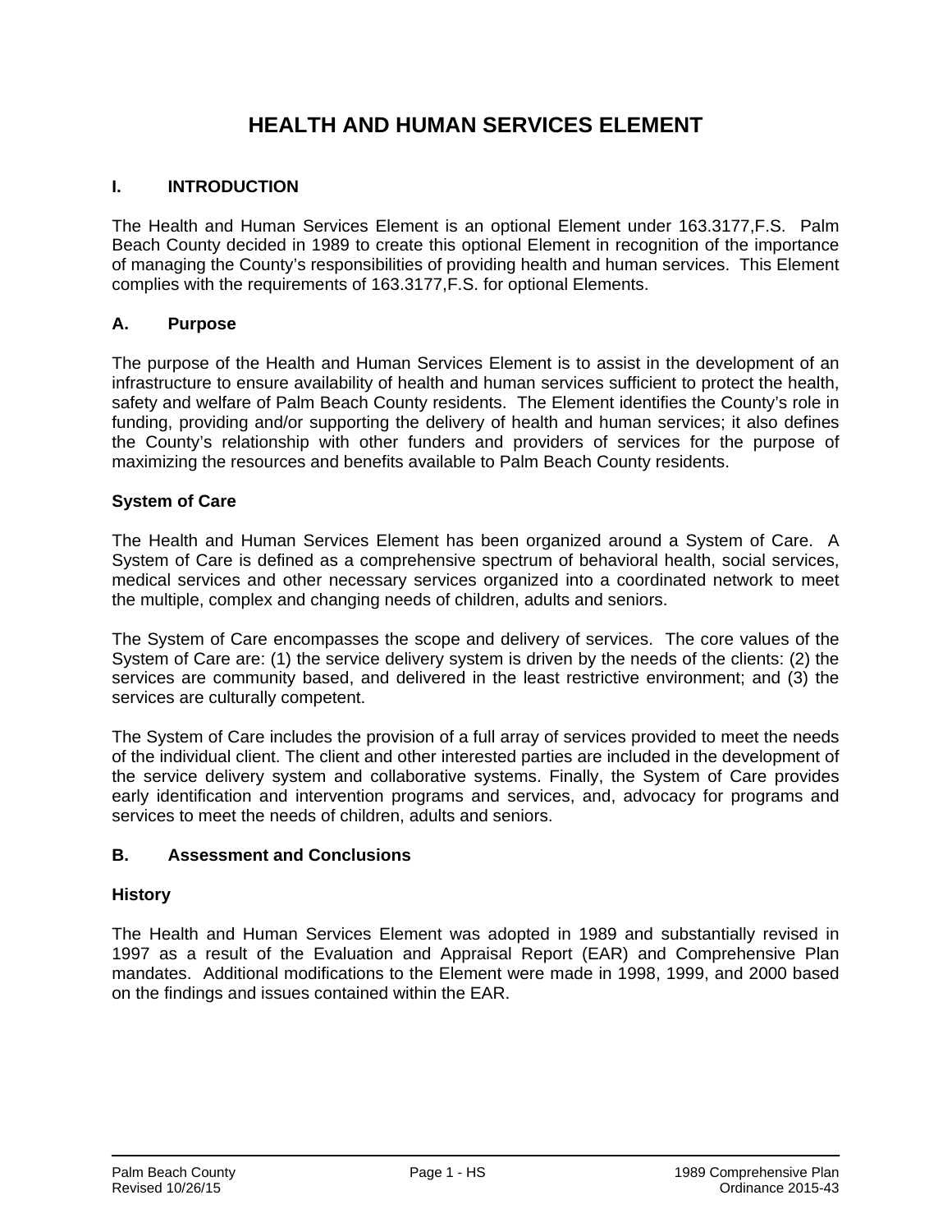# HEALTH AND HUMAN SERVICES ELEMENT

## I. INTRODUCTION

The Health and Human Services Element is an optional Element under 163.3177,F.S. Palm Beach County decided in 1989 to create this optional Element in recognition of the importance of managing the County's responsibilities of providing health and human services. This Element complies with the requirements of 163.3177,F.S. for optional Elements.

### A. Purpose

The purpose of the Health and Human Services Element is to assist in the development of an infrastructure to ensure availability of health and human services sufficient to protect the health, safety and welfare of Palm Beach County residents. The Element identifies the County's role in funding, providing and/or supporting the delivery of health and human services; it also defines the County's relationship with other funders and providers of services for the purpose of maximizing the resources and benefits available to Palm Beach County residents.

**System of Care**

The Health and Human Services Element has been organized around a System of Care. A System of Care is defined as a comprehensive spectrum of behavioral health, social services, medical services and other necessary services organized into a coordinated network to meet the multiple, complex and changing needs of children, adults and seniors.

The System of Care encompasses the scope and delivery of services. The core values of the System of Care are: (1) the service delivery system is driven by the needs of the clients: (2) the services are community based, and delivered in the least restrictive environment; and (3) the services are culturally competent.

The System of Care includes the provision of a full array of services provided to meet the needs of the individual client. The client and other interested parties are included in the development of the service delivery system and collaborative systems. Finally, the System of Care provides early identification and intervention programs and services, and, advocacy for programs and services to meet the needs of children, adults and seniors.

### B. Assessment and Conclusions

**History**

The Health and Human Services Element was adopted in 1989 and substantially revised in 1997 as a result of the Evaluation and Appraisal Report (EAR) and Comprehensive Plan mandates. Additional modifications to the Element were made in 1998, 1999, and 2000 based on the findings and issues contained within the EAR.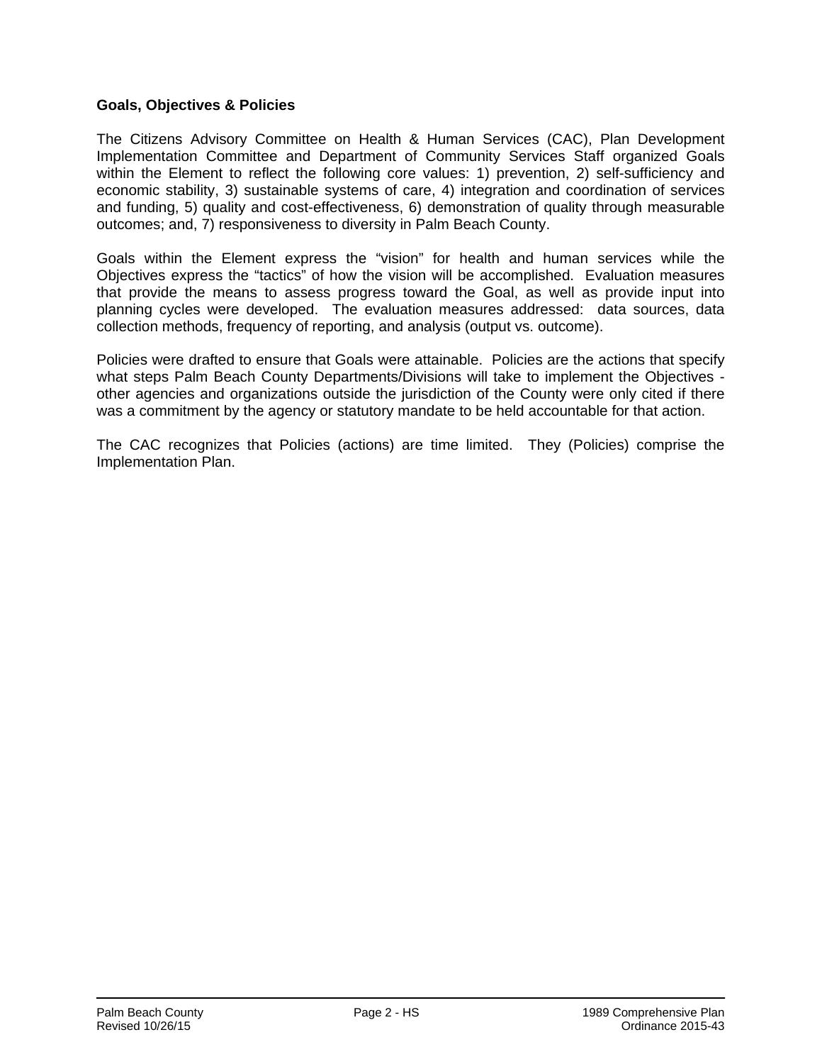**Goals, Objectives & Policies**

The Citizens Advisory Committee on Health & Human Services (CAC), Plan Development Implementation Committee and Department of Community Services Staff organized Goals within the Element to reflect the following core values: 1) prevention, 2) self-sufficiency and economic stability, 3) sustainable systems of care, 4) integration and coordination of services and funding, 5) quality and cost-effectiveness, 6) demonstration of quality through measurable outcomes; and, 7) responsiveness to diversity in Palm Beach County.

Goals within the Element express the "vision" for health and human services while the Objectives express the "tactics" of how the vision will be accomplished. Evaluation measures that provide the means to assess progress toward the Goal, as well as provide input into planning cycles were developed. The evaluation measures addressed: data sources, data collection methods, frequency of reporting, and analysis (output vs. outcome).

Policies were drafted to ensure that Goals were attainable. Policies are the actions that specify what steps Palm Beach County Departments/Divisions will take to implement the Objectives - other agencies and organizations outside the jurisdiction of the County were only cited if there was a commitment by the agency or statutory mandate to be held accountable for that action.

The CAC recognizes that Policies (actions) are time limited. They (Policies) comprise the Implementation Plan.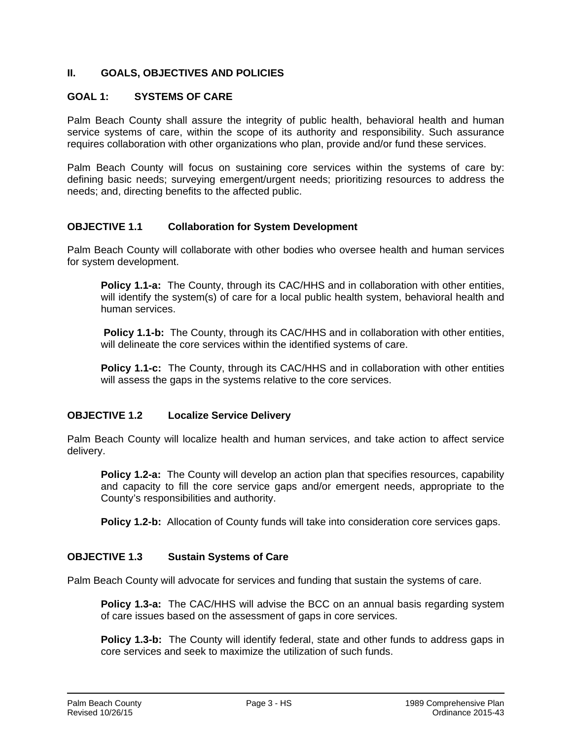## II. GOALS, OBJECTIVES AND POLICIES

### GOAL 1: SYSTEMS OF CARE

Palm Beach County shall assure the integrity of public health, behavioral health and human service systems of care, within the scope of its authority and responsibility. Such assurance requires collaboration with other organizations who plan, provide and/or fund these services.

Palm Beach County will focus on sustaining core services within the systems of care by: defining basic needs; surveying emergent/urgent needs; prioritizing resources to address the needs; and, directing benefits to the affected public.

### OBJECTIVE 1.1 Collaboration for System Development

Palm Beach County will collaborate with other bodies who oversee health and human services for system development.

**Policy 1.1-a:** The County, through its CAC/HHS and in collaboration with other entities, will identify the system(s) of care for a local public health system, behavioral health and human services.

**Policy 1.1-b:** The County, through its CAC/HHS and in collaboration with other entities, will delineate the core services within the identified systems of care.

**Policy 1.1-c:** The County, through its CAC/HHS and in collaboration with other entities will assess the gaps in the systems relative to the core services.

### OBJECTIVE 1.2 Localize Service Delivery

Palm Beach County will localize health and human services, and take action to affect service delivery.

**Policy 1.2-a:** The County will develop an action plan that specifies resources, capability and capacity to fill the core service gaps and/or emergent needs, appropriate to the County's responsibilities and authority.

**Policy 1.2-b:** Allocation of County funds will take into consideration core services gaps.

### OBJECTIVE 1.3 Sustain Systems of Care

Palm Beach County will advocate for services and funding that sustain the systems of care.

**Policy 1.3-a:** The CAC/HHS will advise the BCC on an annual basis regarding system of care issues based on the assessment of gaps in core services.

**Policy 1.3-b:** The County will identify federal, state and other funds to address gaps in core services and seek to maximize the utilization of such funds.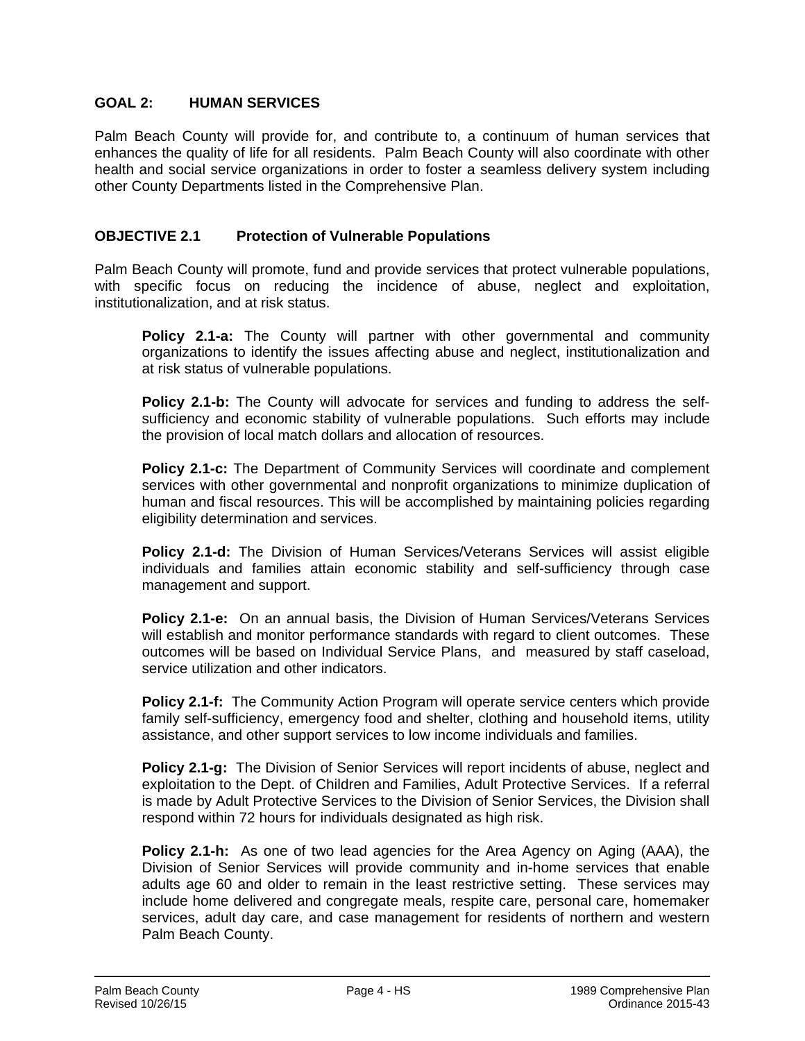## GOAL 2: HUMAN SERVICES

Palm Beach County will provide for, and contribute to, a continuum of human services that enhances the quality of life for all residents. Palm Beach County will also coordinate with other health and social service organizations in order to foster a seamless delivery system including other County Departments listed in the Comprehensive Plan.

### OBJECTIVE 2.1 Protection of Vulnerable Populations

Palm Beach County will promote, fund and provide services that protect vulnerable populations, with specific focus on reducing the incidence of abuse, neglect and exploitation, institutionalization, and at risk status.

**Policy 2.1-a:** The County will partner with other governmental and community organizations to identify the issues affecting abuse and neglect, institutionalization and at risk status of vulnerable populations.

**Policy 2.1-b:** The County will advocate for services and funding to address the self-sufficiency and economic stability of vulnerable populations. Such efforts may include the provision of local match dollars and allocation of resources.

**Policy 2.1-c:** The Department of Community Services will coordinate and complement services with other governmental and nonprofit organizations to minimize duplication of human and fiscal resources. This will be accomplished by maintaining policies regarding eligibility determination and services.

**Policy 2.1-d:** The Division of Human Services/Veterans Services will assist eligible individuals and families attain economic stability and self-sufficiency through case management and support.

**Policy 2.1-e:** On an annual basis, the Division of Human Services/Veterans Services will establish and monitor performance standards with regard to client outcomes. These outcomes will be based on Individual Service Plans, and measured by staff caseload, service utilization and other indicators.

**Policy 2.1-f:** The Community Action Program will operate service centers which provide family self-sufficiency, emergency food and shelter, clothing and household items, utility assistance, and other support services to low income individuals and families.

**Policy 2.1-g:** The Division of Senior Services will report incidents of abuse, neglect and exploitation to the Dept. of Children and Families, Adult Protective Services. If a referral is made by Adult Protective Services to the Division of Senior Services, the Division shall respond within 72 hours for individuals designated as high risk.

**Policy 2.1-h:** As one of two lead agencies for the Area Agency on Aging (AAA), the Division of Senior Services will provide community and in-home services that enable adults age 60 and older to remain in the least restrictive setting. These services may include home delivered and congregate meals, respite care, personal care, homemaker services, adult day care, and case management for residents of northern and western Palm Beach County.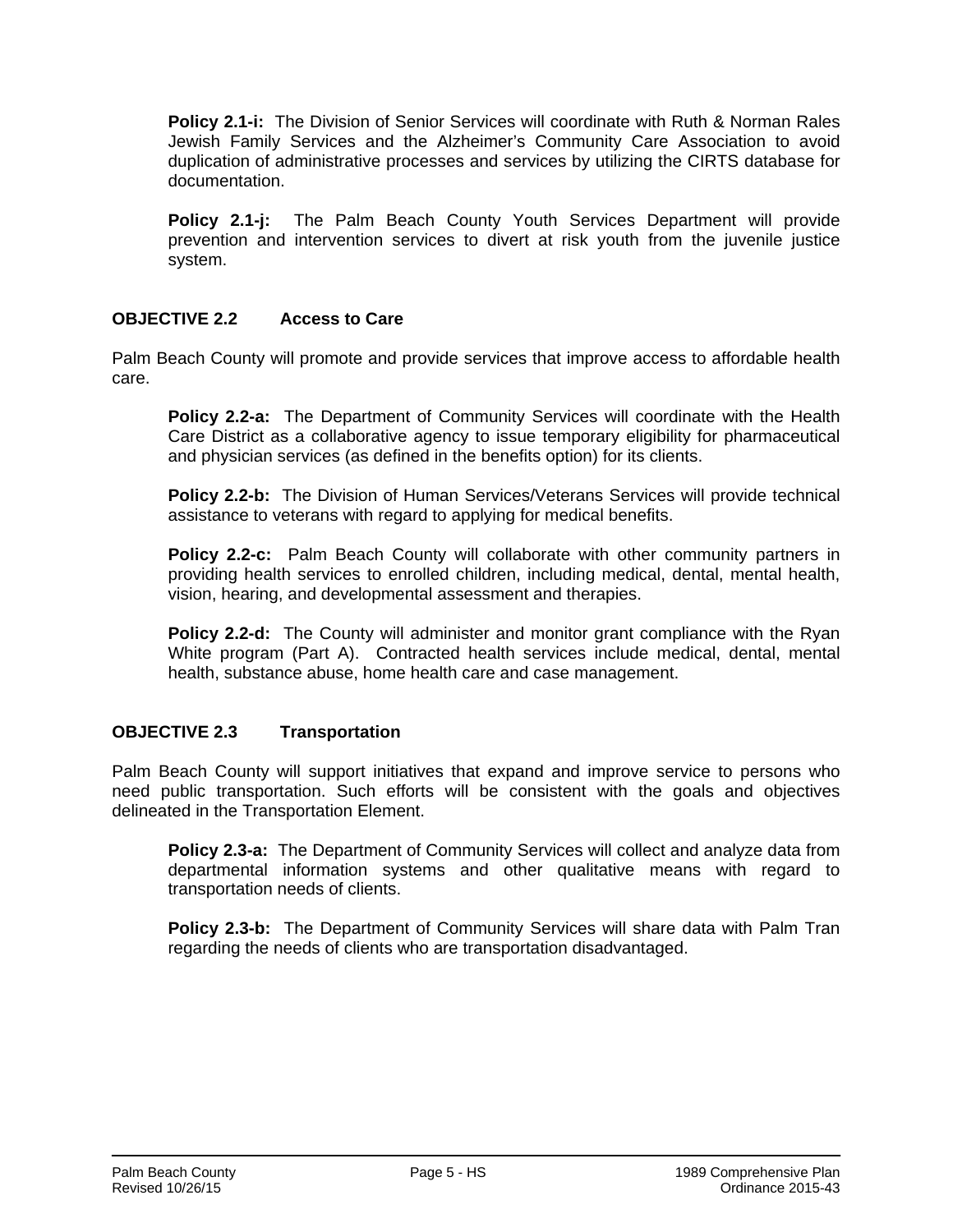**Policy 2.1-i:** The Division of Senior Services will coordinate with Ruth & Norman Rales Jewish Family Services and the Alzheimer's Community Care Association to avoid duplication of administrative processes and services by utilizing the CIRTS database for documentation.

**Policy 2.1-j:** The Palm Beach County Youth Services Department will provide prevention and intervention services to divert at risk youth from the juvenile justice system.

## OBJECTIVE 2.2 Access to Care

Palm Beach County will promote and provide services that improve access to affordable health care.

**Policy 2.2-a:** The Department of Community Services will coordinate with the Health Care District as a collaborative agency to issue temporary eligibility for pharmaceutical and physician services (as defined in the benefits option) for its clients.

**Policy 2.2-b:** The Division of Human Services/Veterans Services will provide technical assistance to veterans with regard to applying for medical benefits.

**Policy 2.2-c:** Palm Beach County will collaborate with other community partners in providing health services to enrolled children, including medical, dental, mental health, vision, hearing, and developmental assessment and therapies.

**Policy 2.2-d:** The County will administer and monitor grant compliance with the Ryan White program (Part A). Contracted health services include medical, dental, mental health, substance abuse, home health care and case management.

## OBJECTIVE 2.3 Transportation

Palm Beach County will support initiatives that expand and improve service to persons who need public transportation. Such efforts will be consistent with the goals and objectives delineated in the Transportation Element.

**Policy 2.3-a:** The Department of Community Services will collect and analyze data from departmental information systems and other qualitative means with regard to transportation needs of clients.

**Policy 2.3-b:** The Department of Community Services will share data with Palm Tran regarding the needs of clients who are transportation disadvantaged.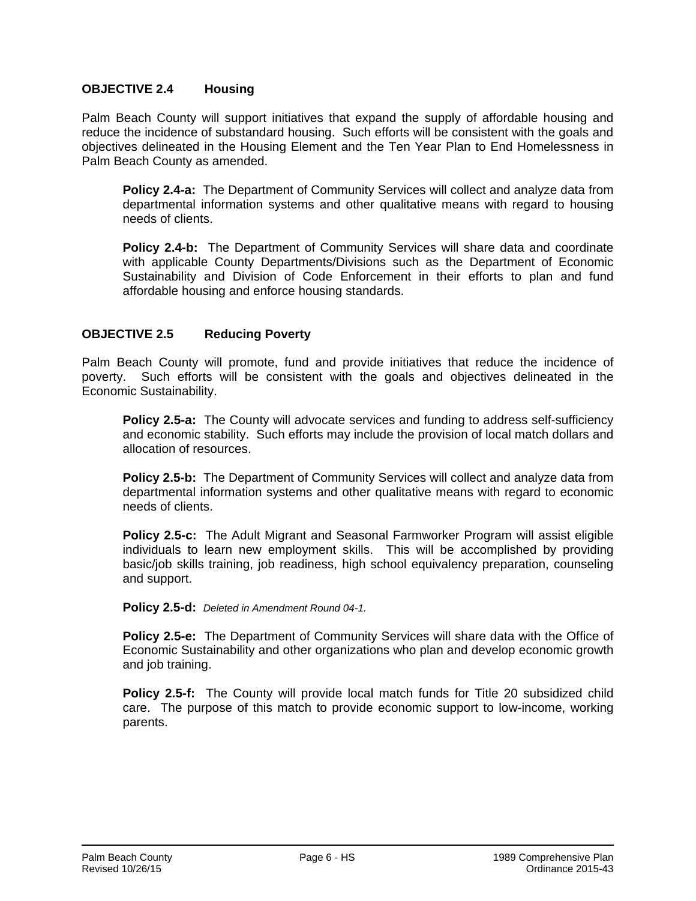### OBJECTIVE 2.4 Housing

Palm Beach County will support initiatives that expand the supply of affordable housing and reduce the incidence of substandard housing. Such efforts will be consistent with the goals and objectives delineated in the Housing Element and the Ten Year Plan to End Homelessness in Palm Beach County as amended.

**Policy 2.4-a:** The Department of Community Services will collect and analyze data from departmental information systems and other qualitative means with regard to housing needs of clients.

**Policy 2.4-b:** The Department of Community Services will share data and coordinate with applicable County Departments/Divisions such as the Department of Economic Sustainability and Division of Code Enforcement in their efforts to plan and fund affordable housing and enforce housing standards.

### OBJECTIVE 2.5 Reducing Poverty

Palm Beach County will promote, fund and provide initiatives that reduce the incidence of poverty. Such efforts will be consistent with the goals and objectives delineated in the Economic Sustainability.

**Policy 2.5-a:** The County will advocate services and funding to address self-sufficiency and economic stability. Such efforts may include the provision of local match dollars and allocation of resources.

**Policy 2.5-b:** The Department of Community Services will collect and analyze data from departmental information systems and other qualitative means with regard to economic needs of clients.

**Policy 2.5-c:** The Adult Migrant and Seasonal Farmworker Program will assist eligible individuals to learn new employment skills. This will be accomplished by providing basic/job skills training, job readiness, high school equivalency preparation, counseling and support.

**Policy 2.5-d:** *Deleted in Amendment Round 04-1.*

**Policy 2.5-e:** The Department of Community Services will share data with the Office of Economic Sustainability and other organizations who plan and develop economic growth and job training.

**Policy 2.5-f:** The County will provide local match funds for Title 20 subsidized child care. The purpose of this match to provide economic support to low-income, working parents.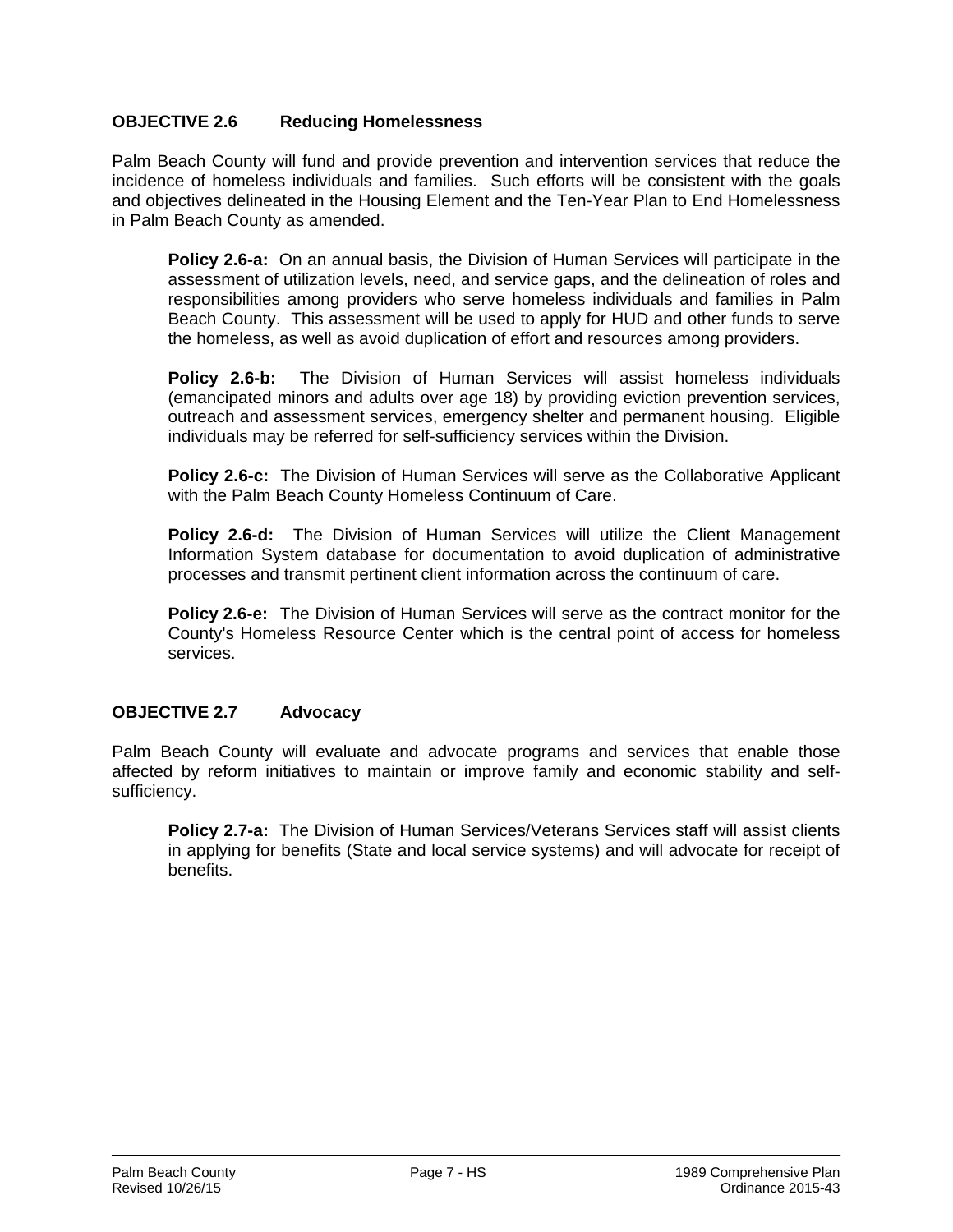### OBJECTIVE 2.6 Reducing Homelessness

Palm Beach County will fund and provide prevention and intervention services that reduce the incidence of homeless individuals and families. Such efforts will be consistent with the goals and objectives delineated in the Housing Element and the Ten-Year Plan to End Homelessness in Palm Beach County as amended.

**Policy 2.6-a:** On an annual basis, the Division of Human Services will participate in the assessment of utilization levels, need, and service gaps, and the delineation of roles and responsibilities among providers who serve homeless individuals and families in Palm Beach County. This assessment will be used to apply for HUD and other funds to serve the homeless, as well as avoid duplication of effort and resources among providers.

**Policy 2.6-b:** The Division of Human Services will assist homeless individuals (emancipated minors and adults over age 18) by providing eviction prevention services, outreach and assessment services, emergency shelter and permanent housing. Eligible individuals may be referred for self-sufficiency services within the Division.

**Policy 2.6-c:** The Division of Human Services will serve as the Collaborative Applicant with the Palm Beach County Homeless Continuum of Care.

**Policy 2.6-d:** The Division of Human Services will utilize the Client Management Information System database for documentation to avoid duplication of administrative processes and transmit pertinent client information across the continuum of care.

**Policy 2.6-e:** The Division of Human Services will serve as the contract monitor for the County's Homeless Resource Center which is the central point of access for homeless services.

### OBJECTIVE 2.7 Advocacy

Palm Beach County will evaluate and advocate programs and services that enable those affected by reform initiatives to maintain or improve family and economic stability and self-sufficiency.

**Policy 2.7-a:** The Division of Human Services/Veterans Services staff will assist clients in applying for benefits (State and local service systems) and will advocate for receipt of benefits.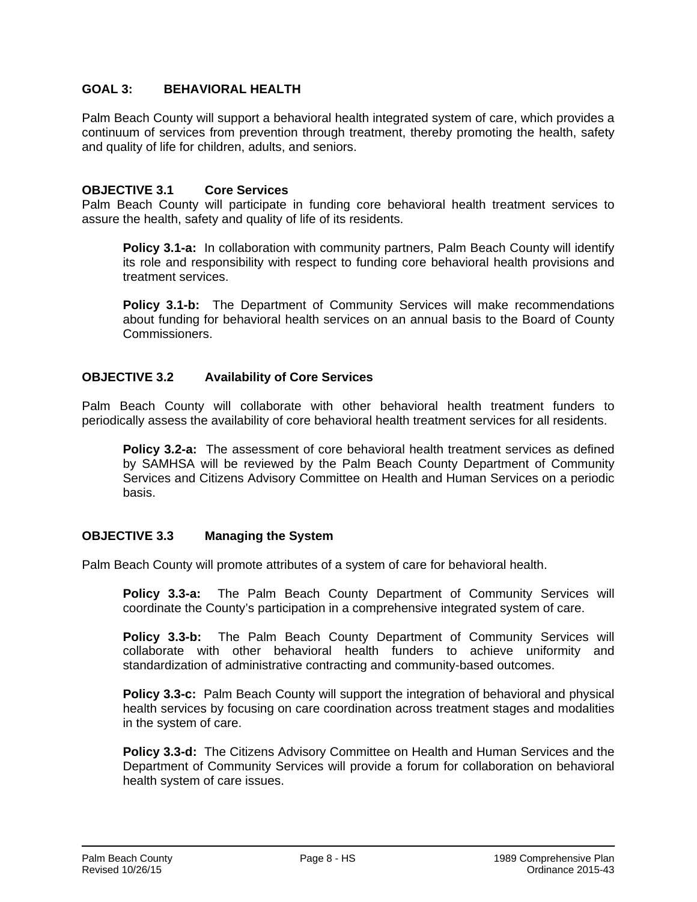## GOAL 3: BEHAVIORAL HEALTH

Palm Beach County will support a behavioral health integrated system of care, which provides a continuum of services from prevention through treatment, thereby promoting the health, safety and quality of life for children, adults, and seniors.

### OBJECTIVE 3.1 Core Services

Palm Beach County will participate in funding core behavioral health treatment services to assure the health, safety and quality of life of its residents.

**Policy 3.1-a:** In collaboration with community partners, Palm Beach County will identify its role and responsibility with respect to funding core behavioral health provisions and treatment services.

**Policy 3.1-b:** The Department of Community Services will make recommendations about funding for behavioral health services on an annual basis to the Board of County Commissioners.

### OBJECTIVE 3.2 Availability of Core Services

Palm Beach County will collaborate with other behavioral health treatment funders to periodically assess the availability of core behavioral health treatment services for all residents.

**Policy 3.2-a:** The assessment of core behavioral health treatment services as defined by SAMHSA will be reviewed by the Palm Beach County Department of Community Services and Citizens Advisory Committee on Health and Human Services on a periodic basis.

### OBJECTIVE 3.3 Managing the System

Palm Beach County will promote attributes of a system of care for behavioral health.

**Policy 3.3-a:** The Palm Beach County Department of Community Services will coordinate the County's participation in a comprehensive integrated system of care.

**Policy 3.3-b:** The Palm Beach County Department of Community Services will collaborate with other behavioral health funders to achieve uniformity and standardization of administrative contracting and community-based outcomes.

**Policy 3.3-c:** Palm Beach County will support the integration of behavioral and physical health services by focusing on care coordination across treatment stages and modalities in the system of care.

**Policy 3.3-d:** The Citizens Advisory Committee on Health and Human Services and the Department of Community Services will provide a forum for collaboration on behavioral health system of care issues.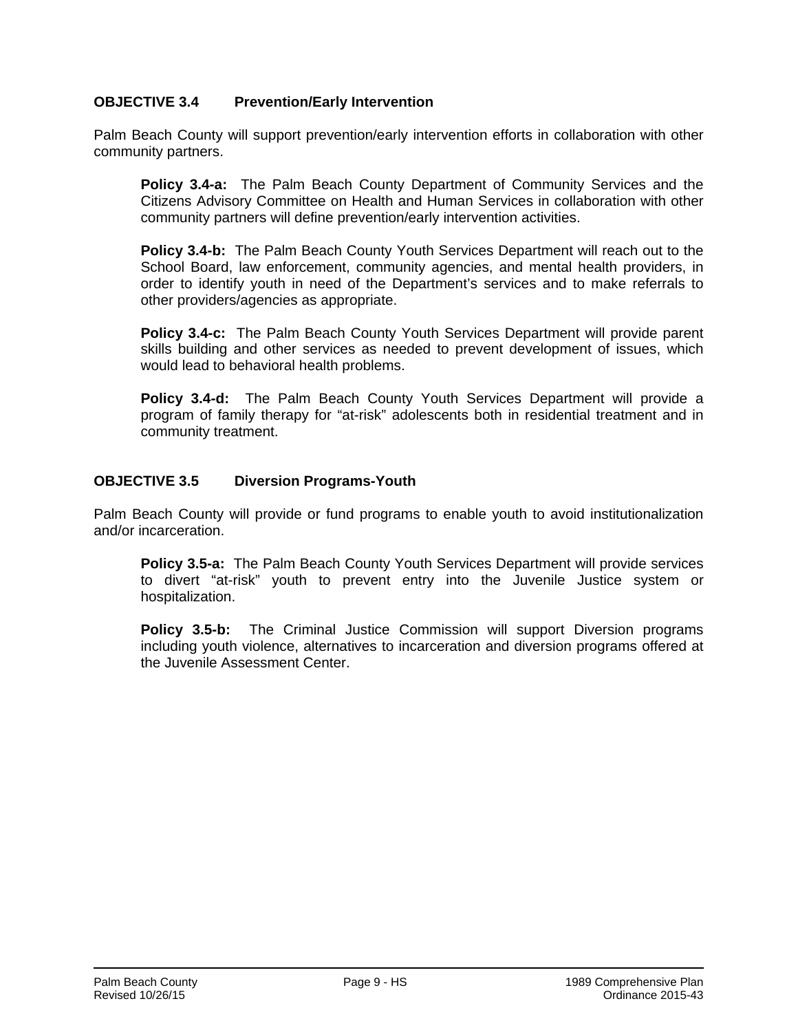**OBJECTIVE 3.4 Prevention/Early Intervention**

Palm Beach County will support prevention/early intervention efforts in collaboration with other community partners.

**Policy 3.4-a:** The Palm Beach County Department of Community Services and the Citizens Advisory Committee on Health and Human Services in collaboration with other community partners will define prevention/early intervention activities.

**Policy 3.4-b:** The Palm Beach County Youth Services Department will reach out to the School Board, law enforcement, community agencies, and mental health providers, in order to identify youth in need of the Department's services and to make referrals to other providers/agencies as appropriate.

**Policy 3.4-c:** The Palm Beach County Youth Services Department will provide parent skills building and other services as needed to prevent development of issues, which would lead to behavioral health problems.

**Policy 3.4-d:** The Palm Beach County Youth Services Department will provide a program of family therapy for "at-risk" adolescents both in residential treatment and in community treatment.

**OBJECTIVE 3.5 Diversion Programs-Youth**

Palm Beach County will provide or fund programs to enable youth to avoid institutionalization and/or incarceration.

**Policy 3.5-a:** The Palm Beach County Youth Services Department will provide services to divert "at-risk" youth to prevent entry into the Juvenile Justice system or hospitalization.

**Policy 3.5-b:** The Criminal Justice Commission will support Diversion programs including youth violence, alternatives to incarceration and diversion programs offered at the Juvenile Assessment Center.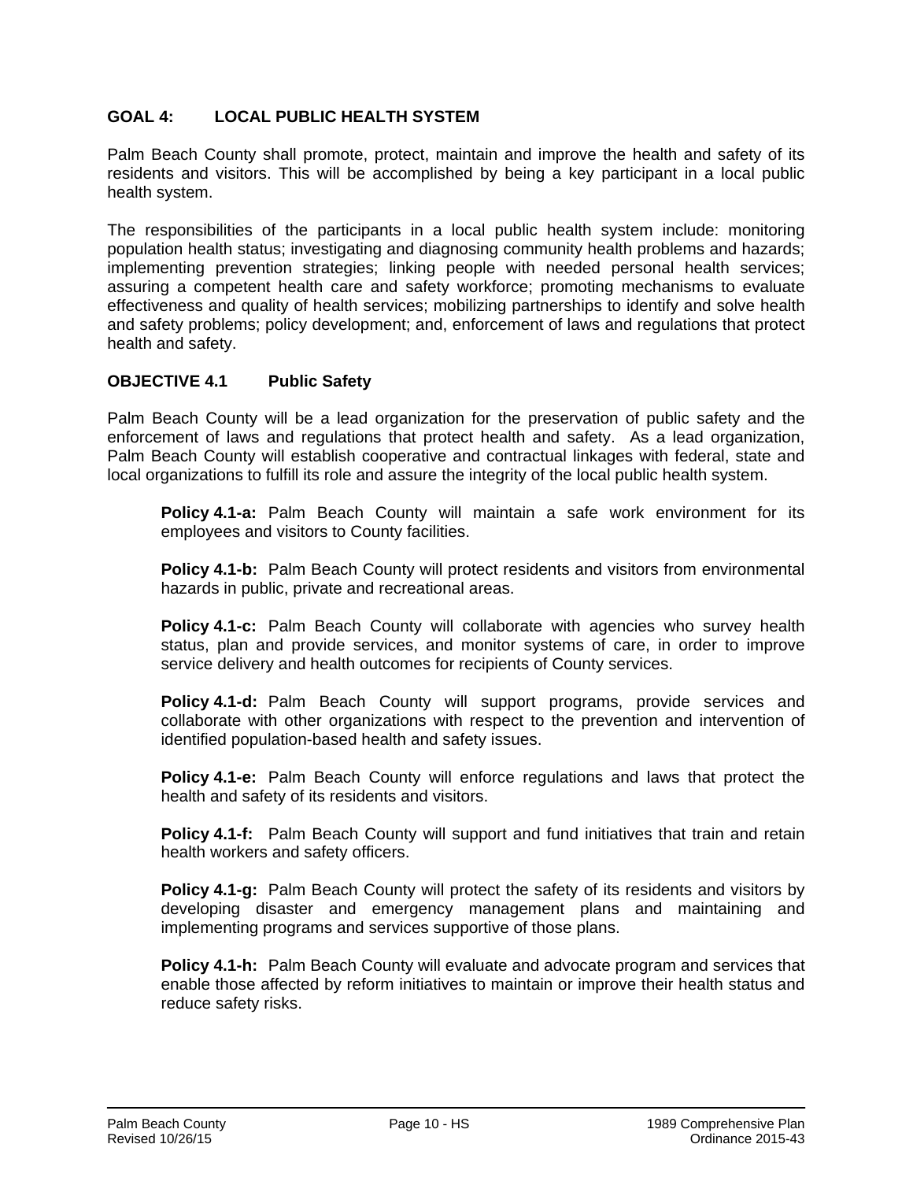## GOAL 4: LOCAL PUBLIC HEALTH SYSTEM

Palm Beach County shall promote, protect, maintain and improve the health and safety of its residents and visitors. This will be accomplished by being a key participant in a local public health system.

The responsibilities of the participants in a local public health system include: monitoring population health status; investigating and diagnosing community health problems and hazards; implementing prevention strategies; linking people with needed personal health services; assuring a competent health care and safety workforce; promoting mechanisms to evaluate effectiveness and quality of health services; mobilizing partnerships to identify and solve health and safety problems; policy development; and, enforcement of laws and regulations that protect health and safety.

### OBJECTIVE 4.1 Public Safety

Palm Beach County will be a lead organization for the preservation of public safety and the enforcement of laws and regulations that protect health and safety. As a lead organization, Palm Beach County will establish cooperative and contractual linkages with federal, state and local organizations to fulfill its role and assure the integrity of the local public health system.

**Policy 4.1-a:** Palm Beach County will maintain a safe work environment for its employees and visitors to County facilities.

**Policy 4.1-b:** Palm Beach County will protect residents and visitors from environmental hazards in public, private and recreational areas.

**Policy 4.1-c:** Palm Beach County will collaborate with agencies who survey health status, plan and provide services, and monitor systems of care, in order to improve service delivery and health outcomes for recipients of County services.

**Policy 4.1-d:** Palm Beach County will support programs, provide services and collaborate with other organizations with respect to the prevention and intervention of identified population-based health and safety issues.

**Policy 4.1-e:** Palm Beach County will enforce regulations and laws that protect the health and safety of its residents and visitors.

**Policy 4.1-f:** Palm Beach County will support and fund initiatives that train and retain health workers and safety officers.

**Policy 4.1-g:** Palm Beach County will protect the safety of its residents and visitors by developing disaster and emergency management plans and maintaining and implementing programs and services supportive of those plans.

**Policy 4.1-h:** Palm Beach County will evaluate and advocate program and services that enable those affected by reform initiatives to maintain or improve their health status and reduce safety risks.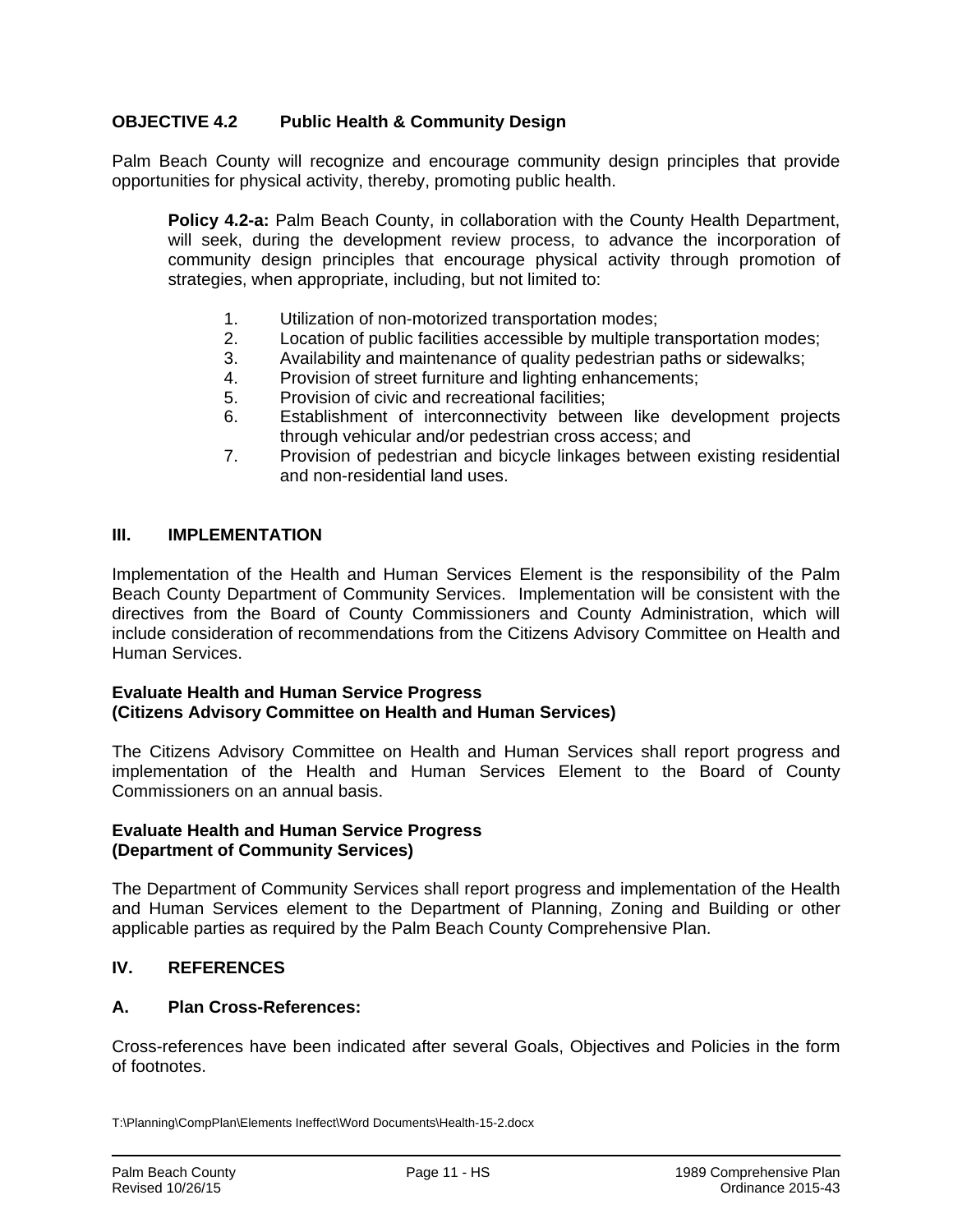### OBJECTIVE 4.2 Public Health & Community Design

Palm Beach County will recognize and encourage community design principles that provide opportunities for physical activity, thereby, promoting public health.

**Policy 4.2-a:** Palm Beach County, in collaboration with the County Health Department, will seek, during the development review process, to advance the incorporation of community design principles that encourage physical activity through promotion of strategies, when appropriate, including, but not limited to:

1. Utilization of non-motorized transportation modes;
2. Location of public facilities accessible by multiple transportation modes;
3. Availability and maintenance of quality pedestrian paths or sidewalks;
4. Provision of street furniture and lighting enhancements;
5. Provision of civic and recreational facilities;
6. Establishment of interconnectivity between like development projects through vehicular and/or pedestrian cross access; and
7. Provision of pedestrian and bicycle linkages between existing residential and non-residential land uses.

## III. IMPLEMENTATION

Implementation of the Health and Human Services Element is the responsibility of the Palm Beach County Department of Community Services. Implementation will be consistent with the directives from the Board of County Commissioners and County Administration, which will include consideration of recommendations from the Citizens Advisory Committee on Health and Human Services.

**Evaluate Health and Human Service Progress**
**(Citizens Advisory Committee on Health and Human Services)**

The Citizens Advisory Committee on Health and Human Services shall report progress and implementation of the Health and Human Services Element to the Board of County Commissioners on an annual basis.

**Evaluate Health and Human Service Progress**
**(Department of Community Services)**

The Department of Community Services shall report progress and implementation of the Health and Human Services element to the Department of Planning, Zoning and Building or other applicable parties as required by the Palm Beach County Comprehensive Plan.

## IV. REFERENCES

### A. Plan Cross-References:

Cross-references have been indicated after several Goals, Objectives and Policies in the form of footnotes.

T:\Planning\CompPlan\Elements Ineffect\Word Documents\Health-15-2.docx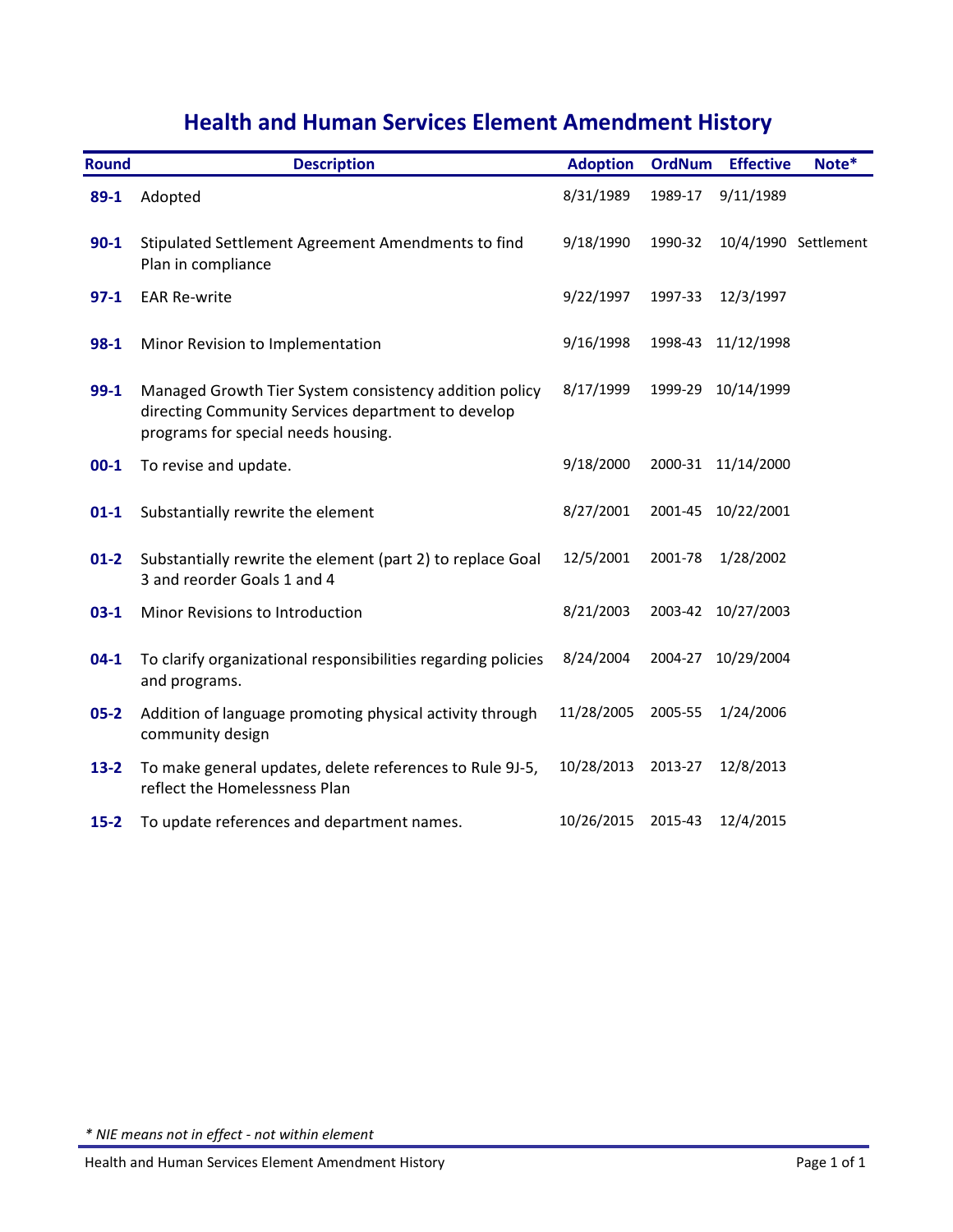# Health and Human Services Element Amendment History

| Round | Description | Adoption | OrdNum | Effective | Note* |
| --- | --- | --- | --- | --- | --- |
| 89-1 | Adopted | 8/31/1989 | 1989-17 | 9/11/1989 | |
| 90-1 | Stipulated Settlement Agreement Amendments to find Plan in compliance | 9/18/1990 | 1990-32 | 10/4/1990 | Settlement |
| 97-1 | EAR Re-write | 9/22/1997 | 1997-33 | 12/3/1997 | |
| 98-1 | Minor Revision to Implementation | 9/16/1998 | 1998-43 | 11/12/1998 | |
| 99-1 | Managed Growth Tier System consistency addition policy directing Community Services department to develop programs for special needs housing. | 8/17/1999 | 1999-29 | 10/14/1999 | |
| 00-1 | To revise and update. | 9/18/2000 | 2000-31 | 11/14/2000 | |
| 01-1 | Substantially rewrite the element | 8/27/2001 | 2001-45 | 10/22/2001 | |
| 01-2 | Substantially rewrite the element (part 2) to replace Goal 3 and reorder Goals 1 and 4 | 12/5/2001 | 2001-78 | 1/28/2002 | |
| 03-1 | Minor Revisions to Introduction | 8/21/2003 | 2003-42 | 10/27/2003 | |
| 04-1 | To clarify organizational responsibilities regarding policies and programs. | 8/24/2004 | 2004-27 | 10/29/2004 | |
| 05-2 | Addition of language promoting physical activity through community design | 11/28/2005 | 2005-55 | 1/24/2006 | |
| 13-2 | To make general updates, delete references to Rule 9J-5, reflect the Homelessness Plan | 10/28/2013 | 2013-27 | 12/8/2013 | |
| 15-2 | To update references and department names. | 10/26/2015 | 2015-43 | 12/4/2015 | |

*\* NIE means not in effect - not within element*